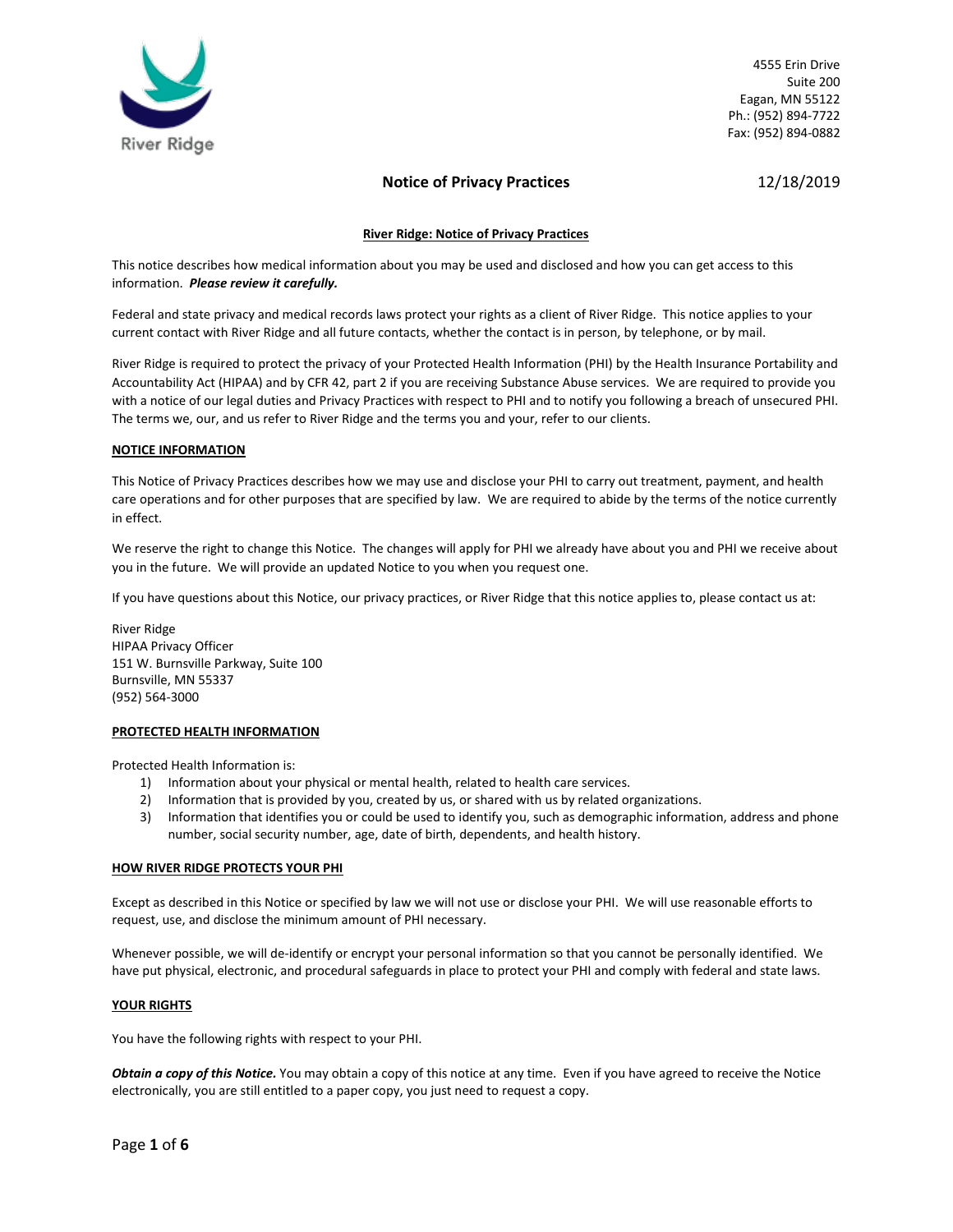River Ridge

4555 Erin Drive
Suite 200
Eagan, MN 55122
Ph.: (952) 894-7722
Fax: (952) 894-0882

# Notice of Privacy Practices

12/18/2019

## River Ridge: Notice of Privacy Practices

This notice describes how medical information about you may be used and disclosed and how you can get access to this information. ***Please review it carefully.***

Federal and state privacy and medical records laws protect your rights as a client of River Ridge. This notice applies to your current contact with River Ridge and all future contacts, whether the contact is in person, by telephone, or by mail.

River Ridge is required to protect the privacy of your Protected Health Information (PHI) by the Health Insurance Portability and Accountability Act (HIPAA) and by CFR 42, part 2 if you are receiving Substance Abuse services. We are required to provide you with a notice of our legal duties and Privacy Practices with respect to PHI and to notify you following a breach of unsecured PHI. The terms we, our, and us refer to River Ridge and the terms you and your, refer to our clients.

### NOTICE INFORMATION

This Notice of Privacy Practices describes how we may use and disclose your PHI to carry out treatment, payment, and health care operations and for other purposes that are specified by law. We are required to abide by the terms of the notice currently in effect.

We reserve the right to change this Notice. The changes will apply for PHI we already have about you and PHI we receive about you in the future. We will provide an updated Notice to you when you request one.

If you have questions about this Notice, our privacy practices, or River Ridge that this notice applies to, please contact us at:

River Ridge
HIPAA Privacy Officer
151 W. Burnsville Parkway, Suite 100
Burnsville, MN 55337
(952) 564-3000

### PROTECTED HEALTH INFORMATION

Protected Health Information is:

1) Information about your physical or mental health, related to health care services.
2) Information that is provided by you, created by us, or shared with us by related organizations.
3) Information that identifies you or could be used to identify you, such as demographic information, address and phone number, social security number, age, date of birth, dependents, and health history.

### HOW RIVER RIDGE PROTECTS YOUR PHI

Except as described in this Notice or specified by law we will not use or disclose your PHI. We will use reasonable efforts to request, use, and disclose the minimum amount of PHI necessary.

Whenever possible, we will de-identify or encrypt your personal information so that you cannot be personally identified. We have put physical, electronic, and procedural safeguards in place to protect your PHI and comply with federal and state laws.

### YOUR RIGHTS

You have the following rights with respect to your PHI.

***Obtain a copy of this Notice.*** You may obtain a copy of this notice at any time. Even if you have agreed to receive the Notice electronically, you are still entitled to a paper copy, you just need to request a copy.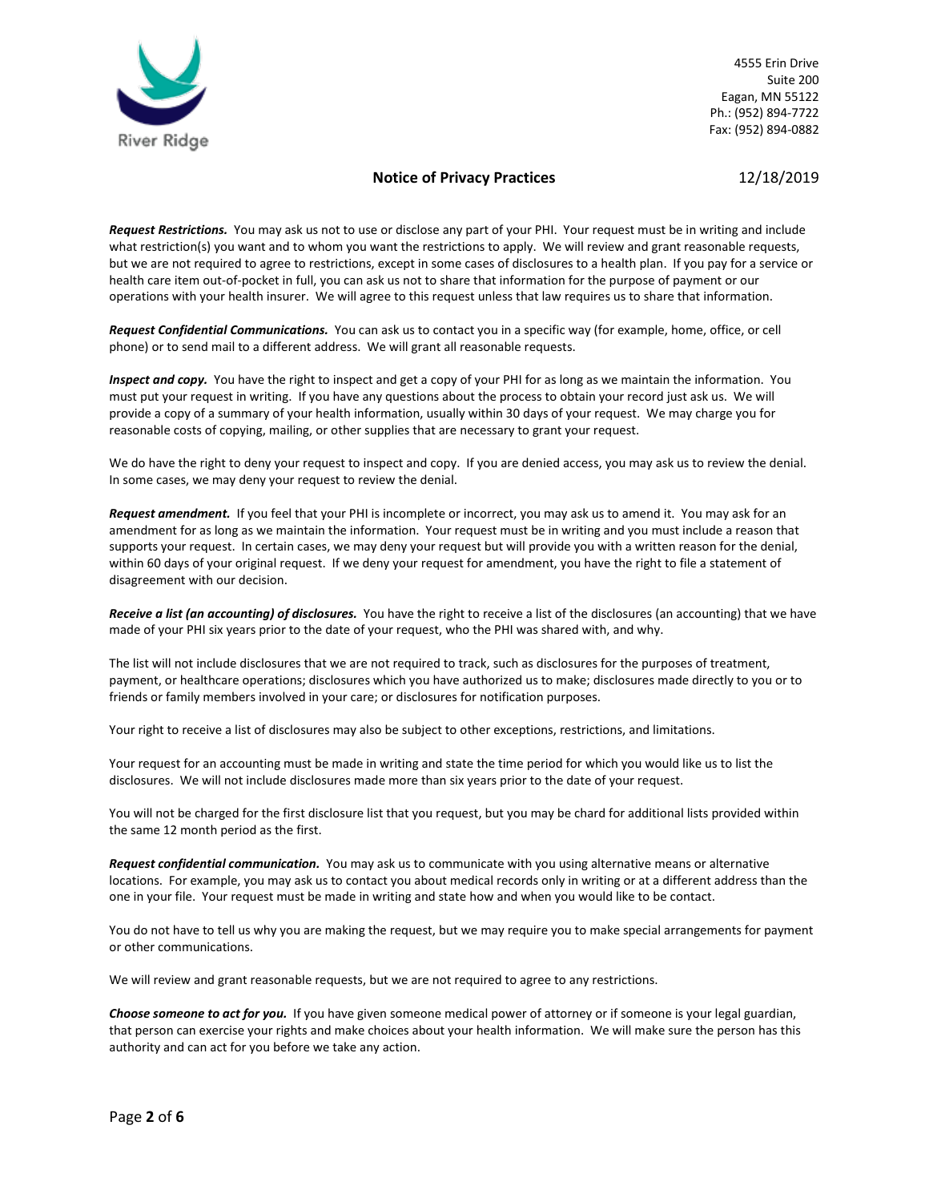**Request Restrictions.** You may ask us not to use or disclose any part of your PHI. Your request must be in writing and include what restriction(s) you want and to whom you want the restrictions to apply. We will review and grant reasonable requests, but we are not required to agree to restrictions, except in some cases of disclosures to a health plan. If you pay for a service or health care item out-of-pocket in full, you can ask us not to share that information for the purpose of payment or our operations with your health insurer. We will agree to this request unless that law requires us to share that information.

**Request Confidential Communications.** You can ask us to contact you in a specific way (for example, home, office, or cell phone) or to send mail to a different address. We will grant all reasonable requests.

**Inspect and copy.** You have the right to inspect and get a copy of your PHI for as long as we maintain the information. You must put your request in writing. If you have any questions about the process to obtain your record just ask us. We will provide a copy of a summary of your health information, usually within 30 days of your request. We may charge you for reasonable costs of copying, mailing, or other supplies that are necessary to grant your request.

We do have the right to deny your request to inspect and copy. If you are denied access, you may ask us to review the denial. In some cases, we may deny your request to review the denial.

**Request amendment.** If you feel that your PHI is incomplete or incorrect, you may ask us to amend it. You may ask for an amendment for as long as we maintain the information. Your request must be in writing and you must include a reason that supports your request. In certain cases, we may deny your request but will provide you with a written reason for the denial, within 60 days of your original request. If we deny your request for amendment, you have the right to file a statement of disagreement with our decision.

**Receive a list (an accounting) of disclosures.** You have the right to receive a list of the disclosures (an accounting) that we have made of your PHI six years prior to the date of your request, who the PHI was shared with, and why.

The list will not include disclosures that we are not required to track, such as disclosures for the purposes of treatment, payment, or healthcare operations; disclosures which you have authorized us to make; disclosures made directly to you or to friends or family members involved in your care; or disclosures for notification purposes.

Your right to receive a list of disclosures may also be subject to other exceptions, restrictions, and limitations.

Your request for an accounting must be made in writing and state the time period for which you would like us to list the disclosures. We will not include disclosures made more than six years prior to the date of your request.

You will not be charged for the first disclosure list that you request, but you may be chard for additional lists provided within the same 12 month period as the first.

**Request confidential communication.** You may ask us to communicate with you using alternative means or alternative locations. For example, you may ask us to contact you about medical records only in writing or at a different address than the one in your file. Your request must be made in writing and state how and when you would like to be contact.

You do not have to tell us why you are making the request, but we may require you to make special arrangements for payment or other communications.

We will review and grant reasonable requests, but we are not required to agree to any restrictions.

**Choose someone to act for you.** If you have given someone medical power of attorney or if someone is your legal guardian, that person can exercise your rights and make choices about your health information. We will make sure the person has this authority and can act for you before we take any action.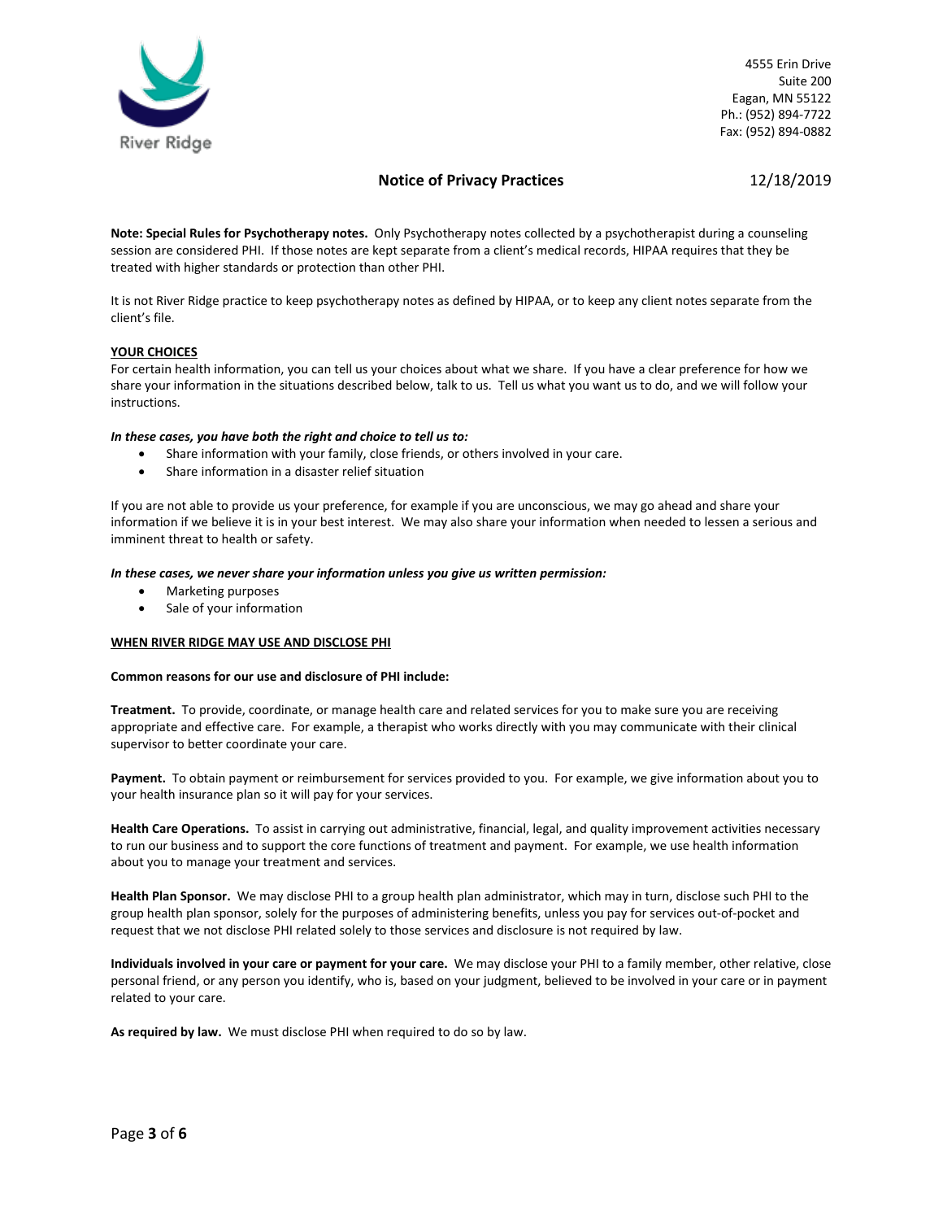**Note: Special Rules for Psychotherapy notes.** Only Psychotherapy notes collected by a psychotherapist during a counseling session are considered PHI. If those notes are kept separate from a client's medical records, HIPAA requires that they be treated with higher standards or protection than other PHI.

It is not River Ridge practice to keep psychotherapy notes as defined by HIPAA, or to keep any client notes separate from the client's file.

## YOUR CHOICES

For certain health information, you can tell us your choices about what we share. If you have a clear preference for how we share your information in the situations described below, talk to us. Tell us what you want us to do, and we will follow your instructions.

***In these cases, you have both the right and choice to tell us to:***

- Share information with your family, close friends, or others involved in your care.
- Share information in a disaster relief situation

If you are not able to provide us your preference, for example if you are unconscious, we may go ahead and share your information if we believe it is in your best interest. We may also share your information when needed to lessen a serious and imminent threat to health or safety.

***In these cases, we never share your information unless you give us written permission:***

- Marketing purposes
- Sale of your information

## WHEN RIVER RIDGE MAY USE AND DISCLOSE PHI

**Common reasons for our use and disclosure of PHI include:**

**Treatment.** To provide, coordinate, or manage health care and related services for you to make sure you are receiving appropriate and effective care. For example, a therapist who works directly with you may communicate with their clinical supervisor to better coordinate your care.

**Payment.** To obtain payment or reimbursement for services provided to you. For example, we give information about you to your health insurance plan so it will pay for your services.

**Health Care Operations.** To assist in carrying out administrative, financial, legal, and quality improvement activities necessary to run our business and to support the core functions of treatment and payment. For example, we use health information about you to manage your treatment and services.

**Health Plan Sponsor.** We may disclose PHI to a group health plan administrator, which may in turn, disclose such PHI to the group health plan sponsor, solely for the purposes of administering benefits, unless you pay for services out-of-pocket and request that we not disclose PHI related solely to those services and disclosure is not required by law.

**Individuals involved in your care or payment for your care.** We may disclose your PHI to a family member, other relative, close personal friend, or any person you identify, who is, based on your judgment, believed to be involved in your care or in payment related to your care.

**As required by law.** We must disclose PHI when required to do so by law.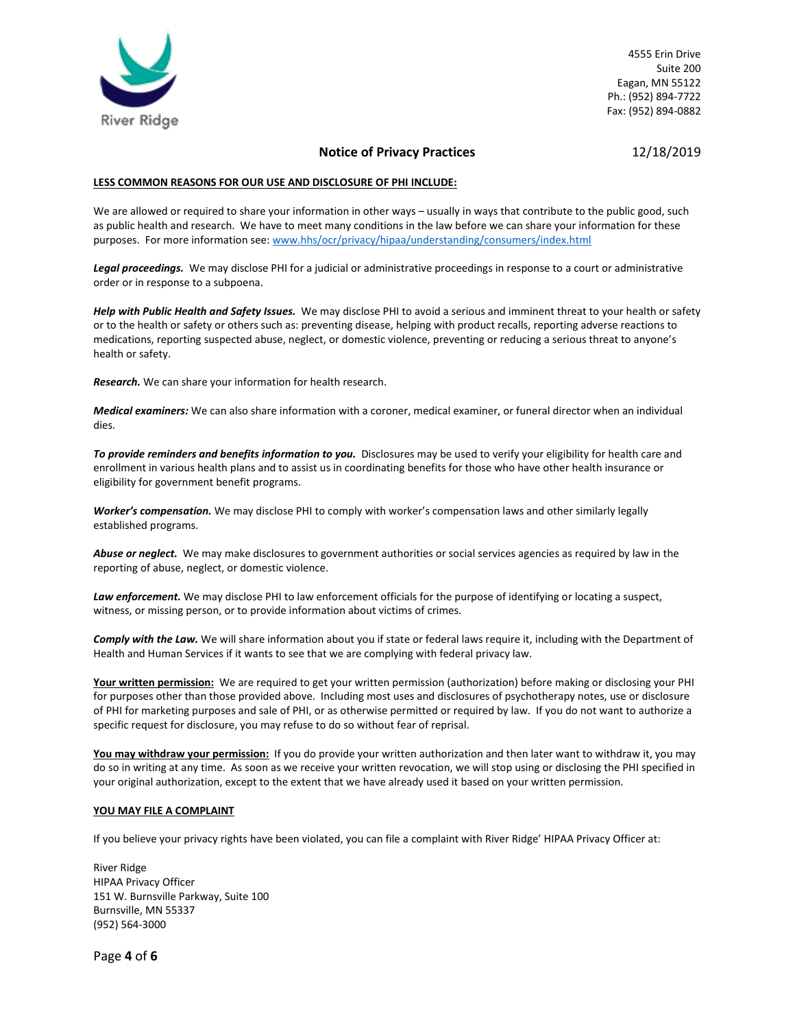**LESS COMMON REASONS FOR OUR USE AND DISCLOSURE OF PHI INCLUDE:**

We are allowed or required to share your information in other ways – usually in ways that contribute to the public good, such as public health and research. We have to meet many conditions in the law before we can share your information for these purposes. For more information see: [www.hhs/ocr/privacy/hipaa/understanding/consumers/index.html](www.hhs/ocr/privacy/hipaa/understanding/consumers/index.html)

***Legal proceedings.*** We may disclose PHI for a judicial or administrative proceedings in response to a court or administrative order or in response to a subpoena.

***Help with Public Health and Safety Issues.*** We may disclose PHI to avoid a serious and imminent threat to your health or safety or to the health or safety or others such as: preventing disease, helping with product recalls, reporting adverse reactions to medications, reporting suspected abuse, neglect, or domestic violence, preventing or reducing a serious threat to anyone's health or safety.

***Research.*** We can share your information for health research.

***Medical examiners:*** We can also share information with a coroner, medical examiner, or funeral director when an individual dies.

***To provide reminders and benefits information to you.*** Disclosures may be used to verify your eligibility for health care and enrollment in various health plans and to assist us in coordinating benefits for those who have other health insurance or eligibility for government benefit programs.

***Worker's compensation.*** We may disclose PHI to comply with worker's compensation laws and other similarly legally established programs.

***Abuse or neglect.*** We may make disclosures to government authorities or social services agencies as required by law in the reporting of abuse, neglect, or domestic violence.

***Law enforcement.*** We may disclose PHI to law enforcement officials for the purpose of identifying or locating a suspect, witness, or missing person, or to provide information about victims of crimes.

***Comply with the Law.*** We will share information about you if state or federal laws require it, including with the Department of Health and Human Services if it wants to see that we are complying with federal privacy law.

**Your written permission:** We are required to get your written permission (authorization) before making or disclosing your PHI for purposes other than those provided above. Including most uses and disclosures of psychotherapy notes, use or disclosure of PHI for marketing purposes and sale of PHI, or as otherwise permitted or required by law. If you do not want to authorize a specific request for disclosure, you may refuse to do so without fear of reprisal.

**You may withdraw your permission:** If you do provide your written authorization and then later want to withdraw it, you may do so in writing at any time. As soon as we receive your written revocation, we will stop using or disclosing the PHI specified in your original authorization, except to the extent that we have already used it based on your written permission.

**YOU MAY FILE A COMPLAINT**

If you believe your privacy rights have been violated, you can file a complaint with River Ridge' HIPAA Privacy Officer at:

River Ridge
HIPAA Privacy Officer
151 W. Burnsville Parkway, Suite 100
Burnsville, MN 55337
(952) 564-3000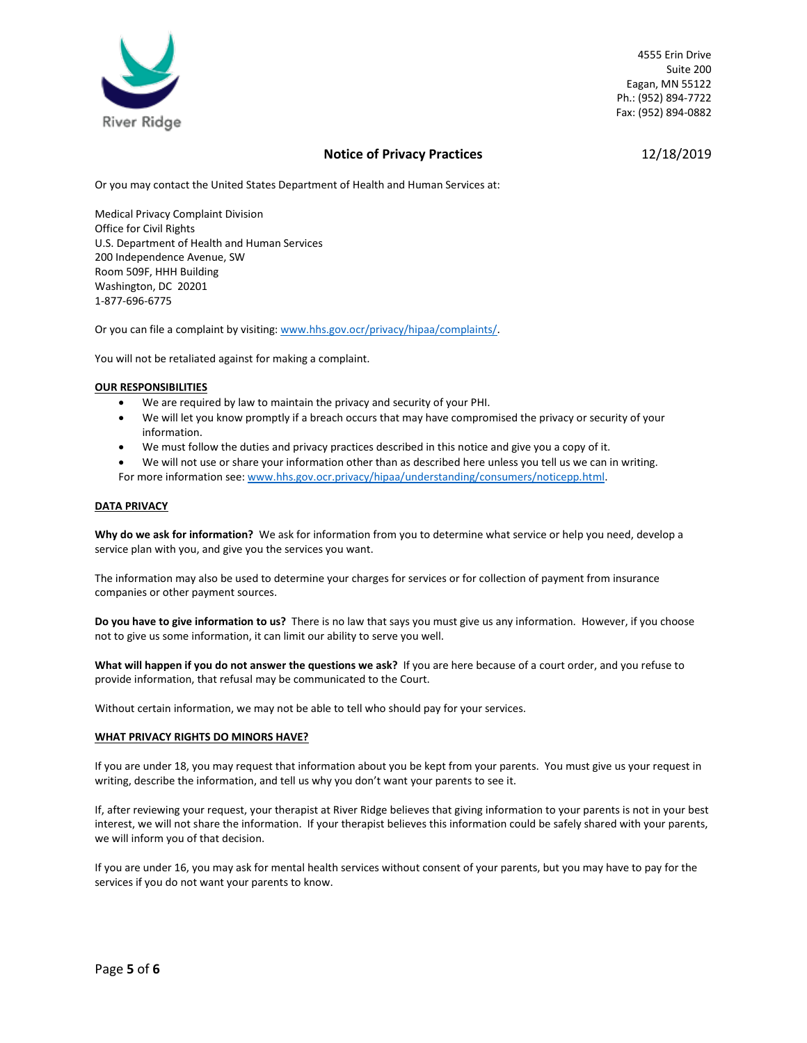Or you may contact the United States Department of Health and Human Services at:

Medical Privacy Complaint Division
Office for Civil Rights
U.S. Department of Health and Human Services
200 Independence Avenue, SW
Room 509F, HHH Building
Washington, DC 20201
1-877-696-6775

Or you can file a complaint by visiting: www.hhs.gov.ocr/privacy/hipaa/complaints/.

You will not be retaliated against for making a complaint.

**OUR RESPONSIBILITIES**

- We are required by law to maintain the privacy and security of your PHI.
- We will let you know promptly if a breach occurs that may have compromised the privacy or security of your information.
- We must follow the duties and privacy practices described in this notice and give you a copy of it.
- We will not use or share your information other than as described here unless you tell us we can in writing.

For more information see: www.hhs.gov.ocr.privacy/hipaa/understanding/consumers/noticepp.html.

**DATA PRIVACY**

**Why do we ask for information?** We ask for information from you to determine what service or help you need, develop a service plan with you, and give you the services you want.

The information may also be used to determine your charges for services or for collection of payment from insurance companies or other payment sources.

**Do you have to give information to us?** There is no law that says you must give us any information. However, if you choose not to give us some information, it can limit our ability to serve you well.

**What will happen if you do not answer the questions we ask?** If you are here because of a court order, and you refuse to provide information, that refusal may be communicated to the Court.

Without certain information, we may not be able to tell who should pay for your services.

**WHAT PRIVACY RIGHTS DO MINORS HAVE?**

If you are under 18, you may request that information about you be kept from your parents. You must give us your request in writing, describe the information, and tell us why you don't want your parents to see it.

If, after reviewing your request, your therapist at River Ridge believes that giving information to your parents is not in your best interest, we will not share the information. If your therapist believes this information could be safely shared with your parents, we will inform you of that decision.

If you are under 16, you may ask for mental health services without consent of your parents, but you may have to pay for the services if you do not want your parents to know.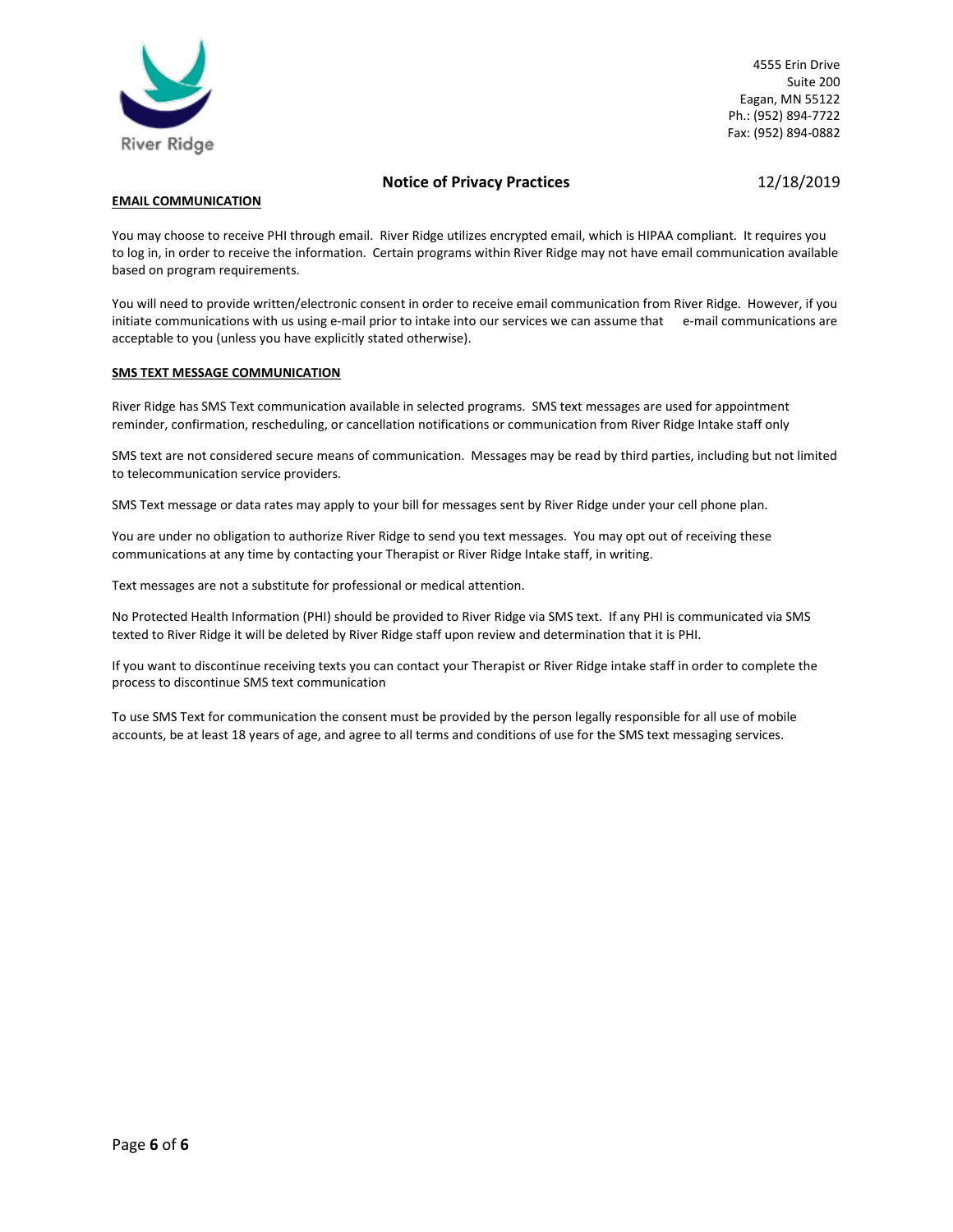River Ridge

4555 Erin Drive
Suite 200
Eagan, MN 55122
Ph.: (952) 894-7722
Fax: (952) 894-0882

**Notice of Privacy Practices** 12/18/2019

## EMAIL COMMUNICATION

You may choose to receive PHI through email. River Ridge utilizes encrypted email, which is HIPAA compliant. It requires you to log in, in order to receive the information. Certain programs within River Ridge may not have email communication available based on program requirements.

You will need to provide written/electronic consent in order to receive email communication from River Ridge. However, if you initiate communications with us using e-mail prior to intake into our services we can assume that e-mail communications are acceptable to you (unless you have explicitly stated otherwise).

## SMS TEXT MESSAGE COMMUNICATION

River Ridge has SMS Text communication available in selected programs. SMS text messages are used for appointment reminder, confirmation, rescheduling, or cancellation notifications or communication from River Ridge Intake staff only

SMS text are not considered secure means of communication. Messages may be read by third parties, including but not limited to telecommunication service providers.

SMS Text message or data rates may apply to your bill for messages sent by River Ridge under your cell phone plan.

You are under no obligation to authorize River Ridge to send you text messages. You may opt out of receiving these communications at any time by contacting your Therapist or River Ridge Intake staff, in writing.

Text messages are not a substitute for professional or medical attention.

No Protected Health Information (PHI) should be provided to River Ridge via SMS text. If any PHI is communicated via SMS texted to River Ridge it will be deleted by River Ridge staff upon review and determination that it is PHI.

If you want to discontinue receiving texts you can contact your Therapist or River Ridge intake staff in order to complete the process to discontinue SMS text communication

To use SMS Text for communication the consent must be provided by the person legally responsible for all use of mobile accounts, be at least 18 years of age, and agree to all terms and conditions of use for the SMS text messaging services.